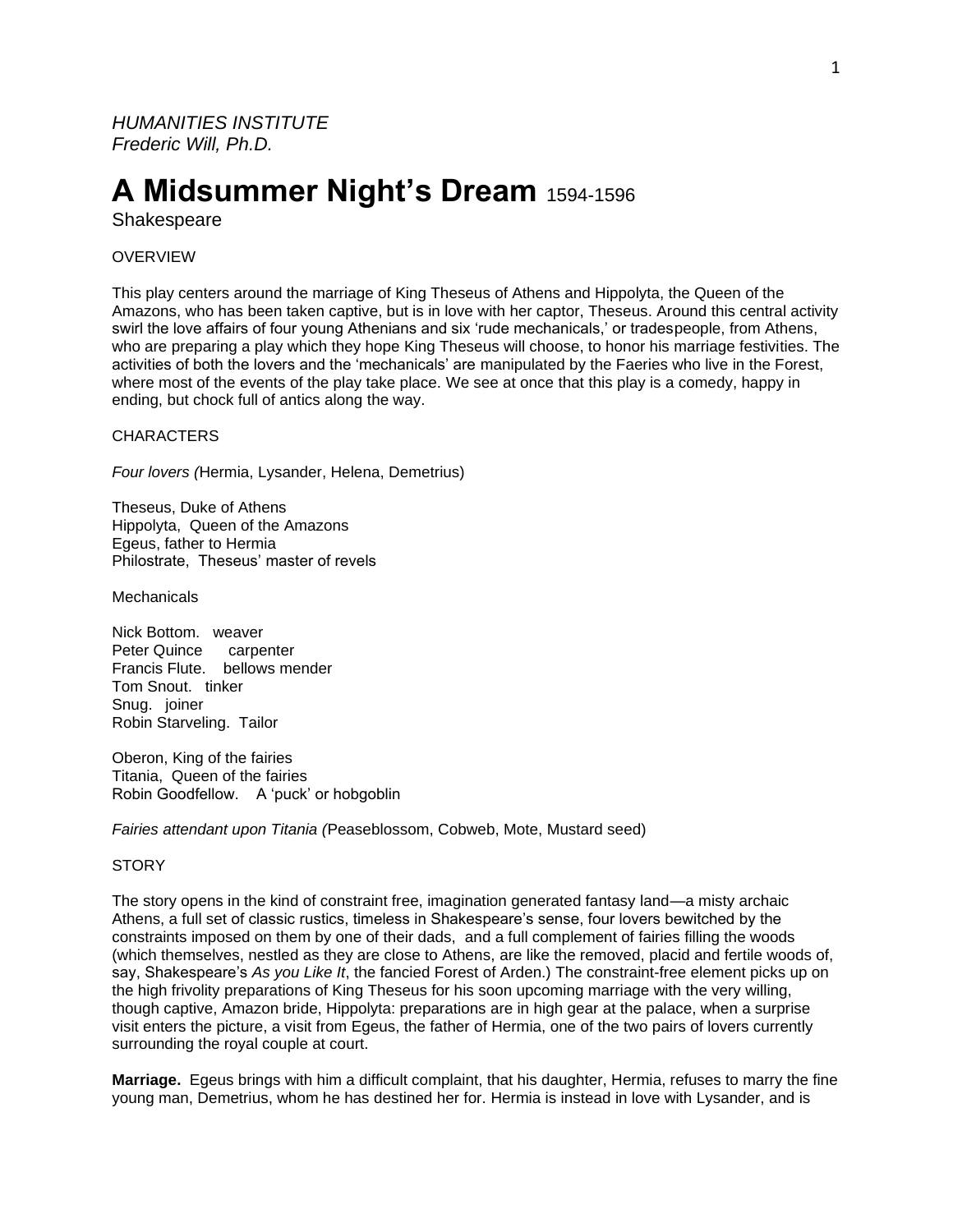*HUMANITIES INSTITUTE*
*Frederic Will, Ph.D.*

# A Midsummer Night's Dream 1594-1596

Shakespeare

OVERVIEW

This play centers around the marriage of King Theseus of Athens and Hippolyta, the Queen of the Amazons, who has been taken captive, but is in love with her captor, Theseus. Around this central activity swirl the love affairs of four young Athenians and six 'rude mechanicals,' or tradespeople, from Athens, who are preparing a play which they hope King Theseus will choose, to honor his marriage festivities. The activities of both the lovers and the 'mechanicals' are manipulated by the Faeries who live in the Forest, where most of the events of the play take place. We see at once that this play is a comedy, happy in ending, but chock full of antics along the way.

CHARACTERS

*Four lovers (*Hermia, Lysander, Helena, Demetrius)

Theseus, Duke of Athens
Hippolyta, Queen of the Amazons
Egeus, father to Hermia
Philostrate, Theseus' master of revels

Mechanicals

Nick Bottom. weaver
Peter Quince carpenter
Francis Flute. bellows mender
Tom Snout. tinker
Snug. joiner
Robin Starveling. Tailor

Oberon, King of the fairies
Titania, Queen of the fairies
Robin Goodfellow. A 'puck' or hobgoblin

*Fairies attendant upon Titania (*Peaseblossom, Cobweb, Mote, Mustard seed)

STORY

The story opens in the kind of constraint free, imagination generated fantasy land—a misty archaic Athens, a full set of classic rustics, timeless in Shakespeare's sense, four lovers bewitched by the constraints imposed on them by one of their dads, and a full complement of fairies filling the woods (which themselves, nestled as they are close to Athens, are like the removed, placid and fertile woods of, say, Shakespeare's *As you Like It*, the fancied Forest of Arden.) The constraint-free element picks up on the high frivolity preparations of King Theseus for his soon upcoming marriage with the very willing, though captive, Amazon bride, Hippolyta: preparations are in high gear at the palace, when a surprise visit enters the picture, a visit from Egeus, the father of Hermia, one of the two pairs of lovers currently surrounding the royal couple at court.

**Marriage.** Egeus brings with him a difficult complaint, that his daughter, Hermia, refuses to marry the fine young man, Demetrius, whom he has destined her for. Hermia is instead in love with Lysander, and is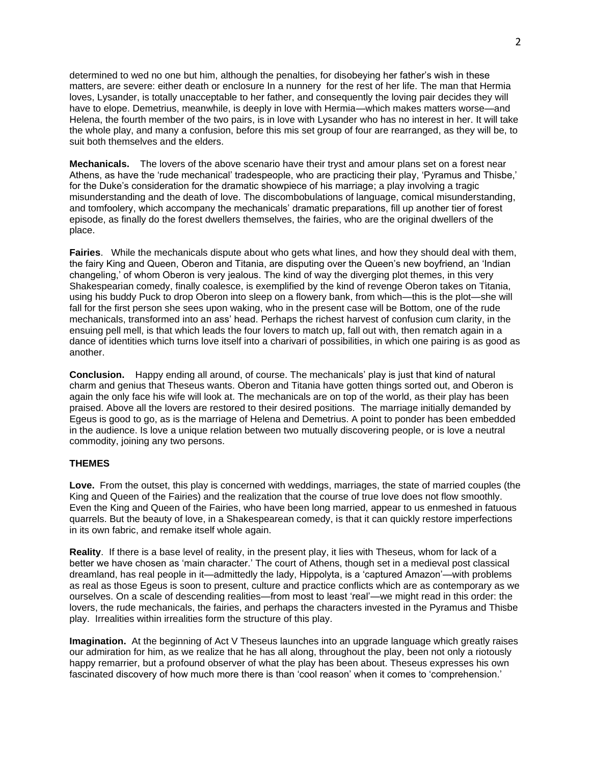determined to wed no one but him, although the penalties, for disobeying her father's wish in these matters, are severe: either death or enclosure In a nunnery for the rest of her life. The man that Hermia loves, Lysander, is totally unacceptable to her father, and consequently the loving pair decides they will have to elope. Demetrius, meanwhile, is deeply in love with Hermia—which makes matters worse—and Helena, the fourth member of the two pairs, is in love with Lysander who has no interest in her. It will take the whole play, and many a confusion, before this mis set group of four are rearranged, as they will be, to suit both themselves and the elders.

**Mechanicals.** The lovers of the above scenario have their tryst and amour plans set on a forest near Athens, as have the 'rude mechanical' tradespeople, who are practicing their play, 'Pyramus and Thisbe,' for the Duke's consideration for the dramatic showpiece of his marriage; a play involving a tragic misunderstanding and the death of love. The discombobulations of language, comical misunderstanding, and tomfoolery, which accompany the mechanicals' dramatic preparations, fill up another tier of forest episode, as finally do the forest dwellers themselves, the fairies, who are the original dwellers of the place.

**Fairies**. While the mechanicals dispute about who gets what lines, and how they should deal with them, the fairy King and Queen, Oberon and Titania, are disputing over the Queen's new boyfriend, an 'Indian changeling,' of whom Oberon is very jealous. The kind of way the diverging plot themes, in this very Shakespearian comedy, finally coalesce, is exemplified by the kind of revenge Oberon takes on Titania, using his buddy Puck to drop Oberon into sleep on a flowery bank, from which—this is the plot—she will fall for the first person she sees upon waking, who in the present case will be Bottom, one of the rude mechanicals, transformed into an ass' head. Perhaps the richest harvest of confusion cum clarity, in the ensuing pell mell, is that which leads the four lovers to match up, fall out with, then rematch again in a dance of identities which turns love itself into a charivari of possibilities, in which one pairing is as good as another.

**Conclusion.** Happy ending all around, of course. The mechanicals' play is just that kind of natural charm and genius that Theseus wants. Oberon and Titania have gotten things sorted out, and Oberon is again the only face his wife will look at. The mechanicals are on top of the world, as their play has been praised. Above all the lovers are restored to their desired positions. The marriage initially demanded by Egeus is good to go, as is the marriage of Helena and Demetrius. A point to ponder has been embedded in the audience. Is love a unique relation between two mutually discovering people, or is love a neutral commodity, joining any two persons.

**THEMES**

**Love.** From the outset, this play is concerned with weddings, marriages, the state of married couples (the King and Queen of the Fairies) and the realization that the course of true love does not flow smoothly. Even the King and Queen of the Fairies, who have been long married, appear to us enmeshed in fatuous quarrels. But the beauty of love, in a Shakespearean comedy, is that it can quickly restore imperfections in its own fabric, and remake itself whole again.

**Reality**. If there is a base level of reality, in the present play, it lies with Theseus, whom for lack of a better we have chosen as 'main character.' The court of Athens, though set in a medieval post classical dreamland, has real people in it—admittedly the lady, Hippolyta, is a 'captured Amazon'—with problems as real as those Egeus is soon to present, culture and practice conflicts which are as contemporary as we ourselves. On a scale of descending realities—from most to least 'real'—we might read in this order: the lovers, the rude mechanicals, the fairies, and perhaps the characters invested in the Pyramus and Thisbe play. Irrealities within irrealities form the structure of this play.

**Imagination.** At the beginning of Act V Theseus launches into an upgrade language which greatly raises our admiration for him, as we realize that he has all along, throughout the play, been not only a riotously happy remarrier, but a profound observer of what the play has been about. Theseus expresses his own fascinated discovery of how much more there is than 'cool reason' when it comes to 'comprehension.'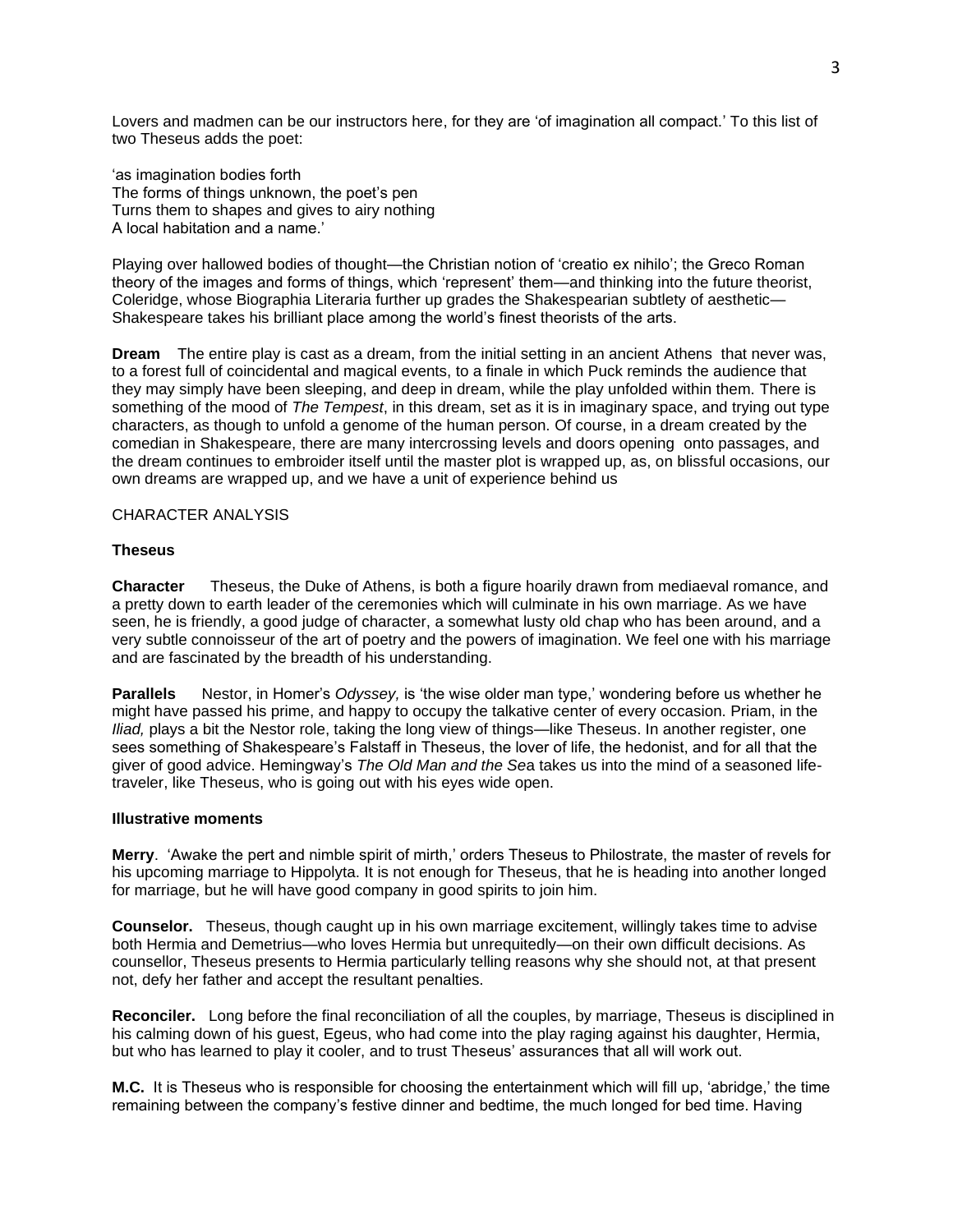Lovers and madmen can be our instructors here, for they are 'of imagination all compact.' To this list of two Theseus adds the poet:

'as imagination bodies forth
The forms of things unknown, the poet's pen
Turns them to shapes and gives to airy nothing
A local habitation and a name.'

Playing over hallowed bodies of thought—the Christian notion of 'creatio ex nihilo'; the Greco Roman theory of the images and forms of things, which 'represent' them—and thinking into the future theorist, Coleridge, whose Biographia Literaria further up grades the Shakespearian subtlety of aesthetic—Shakespeare takes his brilliant place among the world's finest theorists of the arts.

**Dream** The entire play is cast as a dream, from the initial setting in an ancient Athens that never was, to a forest full of coincidental and magical events, to a finale in which Puck reminds the audience that they may simply have been sleeping, and deep in dream, while the play unfolded within them. There is something of the mood of *The Tempest*, in this dream, set as it is in imaginary space, and trying out type characters, as though to unfold a genome of the human person. Of course, in a dream created by the comedian in Shakespeare, there are many intercrossing levels and doors opening onto passages, and the dream continues to embroider itself until the master plot is wrapped up, as, on blissful occasions, our own dreams are wrapped up, and we have a unit of experience behind us

CHARACTER ANALYSIS

**Theseus**

**Character** Theseus, the Duke of Athens, is both a figure hoarily drawn from mediaeval romance, and a pretty down to earth leader of the ceremonies which will culminate in his own marriage. As we have seen, he is friendly, a good judge of character, a somewhat lusty old chap who has been around, and a very subtle connoisseur of the art of poetry and the powers of imagination. We feel one with his marriage and are fascinated by the breadth of his understanding.

**Parallels** Nestor, in Homer's *Odyssey,* is 'the wise older man type,' wondering before us whether he might have passed his prime, and happy to occupy the talkative center of every occasion. Priam, in the *Iliad,* plays a bit the Nestor role, taking the long view of things—like Theseus. In another register, one sees something of Shakespeare's Falstaff in Theseus, the lover of life, the hedonist, and for all that the giver of good advice. Hemingway's *The Old Man and the Se*a takes us into the mind of a seasoned life-traveler, like Theseus, who is going out with his eyes wide open.

**Illustrative moments**

**Merry**. 'Awake the pert and nimble spirit of mirth,' orders Theseus to Philostrate, the master of revels for his upcoming marriage to Hippolyta. It is not enough for Theseus, that he is heading into another longed for marriage, but he will have good company in good spirits to join him.

**Counselor.** Theseus, though caught up in his own marriage excitement, willingly takes time to advise both Hermia and Demetrius—who loves Hermia but unrequitedly—on their own difficult decisions. As counsellor, Theseus presents to Hermia particularly telling reasons why she should not, at that present not, defy her father and accept the resultant penalties.

**Reconciler.** Long before the final reconciliation of all the couples, by marriage, Theseus is disciplined in his calming down of his guest, Egeus, who had come into the play raging against his daughter, Hermia, but who has learned to play it cooler, and to trust Theseus' assurances that all will work out.

**M.C.** It is Theseus who is responsible for choosing the entertainment which will fill up, 'abridge,' the time remaining between the company's festive dinner and bedtime, the much longed for bed time. Having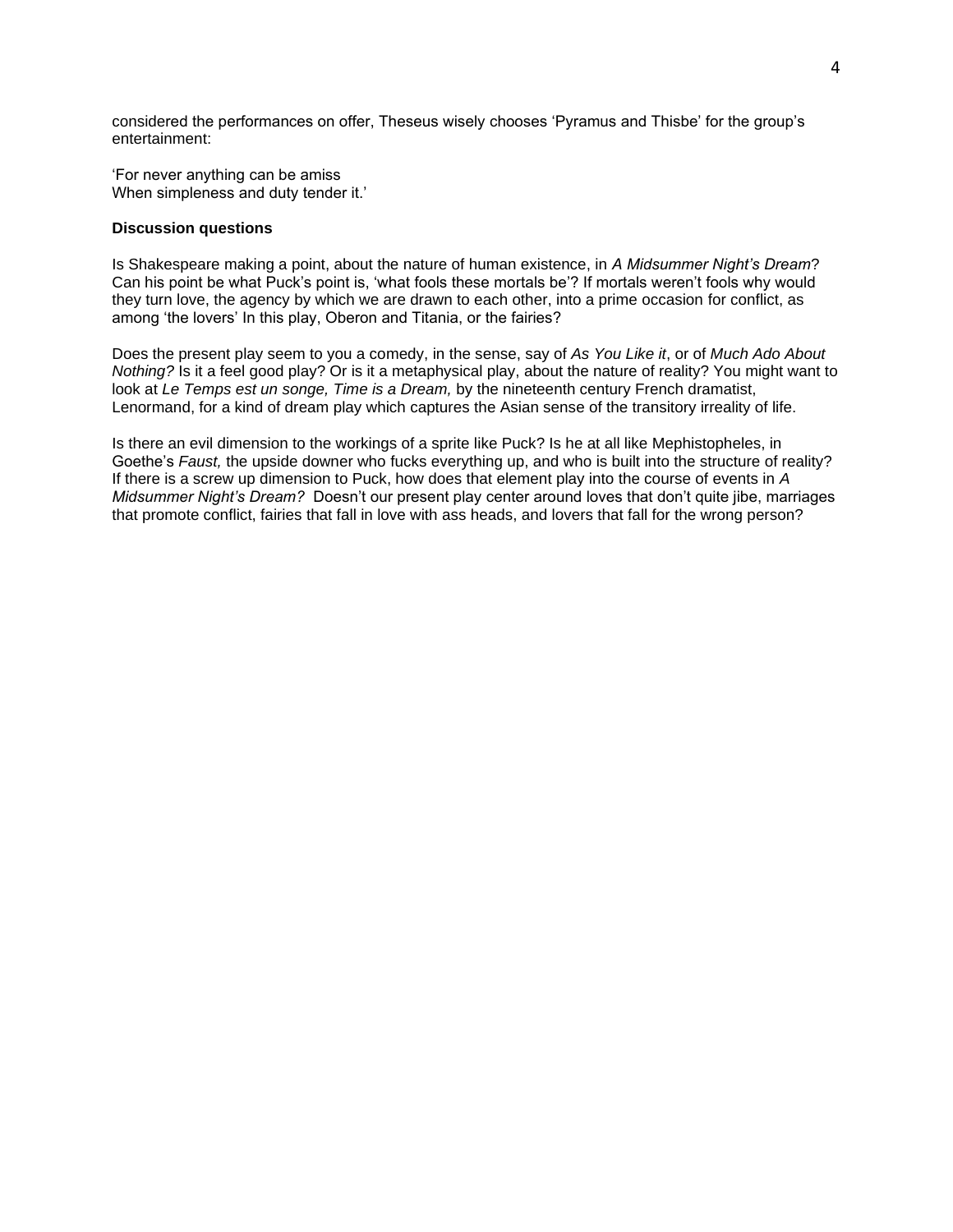considered the performances on offer, Theseus wisely chooses 'Pyramus and Thisbe' for the group's entertainment:

'For never anything can be amiss
When simpleness and duty tender it.'

**Discussion questions**

Is Shakespeare making a point, about the nature of human existence, in *A Midsummer Night's Dream*? Can his point be what Puck's point is, 'what fools these mortals be'? If mortals weren't fools why would they turn love, the agency by which we are drawn to each other, into a prime occasion for conflict, as among 'the lovers' In this play, Oberon and Titania, or the fairies?

Does the present play seem to you a comedy, in the sense, say of *As You Like it*, or of *Much Ado About Nothing?* Is it a feel good play? Or is it a metaphysical play, about the nature of reality? You might want to look at *Le Temps est un songe, Time is a Dream,* by the nineteenth century French dramatist, Lenormand, for a kind of dream play which captures the Asian sense of the transitory irreality of life.

Is there an evil dimension to the workings of a sprite like Puck? Is he at all like Mephistopheles, in Goethe's *Faust,* the upside downer who fucks everything up, and who is built into the structure of reality? If there is a screw up dimension to Puck, how does that element play into the course of events in *A Midsummer Night's Dream?* Doesn't our present play center around loves that don't quite jibe, marriages that promote conflict, fairies that fall in love with ass heads, and lovers that fall for the wrong person?